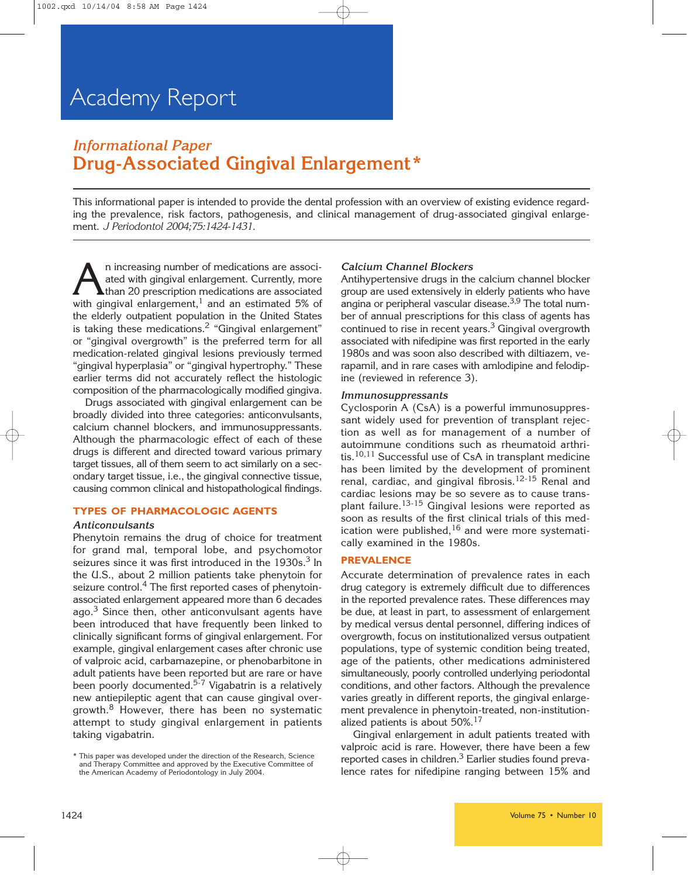# Academy Report

## *Informational Paper*
# Drug-Associated Gingival Enlargement*

This informational paper is intended to provide the dental profession with an overview of existing evidence regarding the prevalence, risk factors, pathogenesis, and clinical management of drug-associated gingival enlargement. *J Periodontol 2004;75:1424-1431.*

An increasing number of medications are associated with gingival enlargement. Currently, more than 20 prescription medications are associated with gingival enlargement,[1] and an estimated 5% of the elderly outpatient population in the United States is taking these medications.[2] "Gingival enlargement" or "gingival overgrowth" is the preferred term for all medication-related gingival lesions previously termed "gingival hyperplasia" or "gingival hypertrophy." These earlier terms did not accurately reflect the histologic composition of the pharmacologically modified gingiva.

Drugs associated with gingival enlargement can be broadly divided into three categories: anticonvulsants, calcium channel blockers, and immunosuppressants. Although the pharmacologic effect of each of these drugs is different and directed toward various primary target tissues, all of them seem to act similarly on a secondary target tissue, i.e., the gingival connective tissue, causing common clinical and histopathological findings.

## TYPES OF PHARMACOLOGIC AGENTS

### *Anticonvulsants*

Phenytoin remains the drug of choice for treatment for grand mal, temporal lobe, and psychomotor seizures since it was first introduced in the 1930s.[3] In the U.S., about 2 million patients take phenytoin for seizure control.[4] The first reported cases of phenytoin-associated enlargement appeared more than 6 decades ago.[3] Since then, other anticonvulsant agents have been introduced that have frequently been linked to clinically significant forms of gingival enlargement. For example, gingival enlargement cases after chronic use of valproic acid, carbamazepine, or phenobarbitone in adult patients have been reported but are rare or have been poorly documented.[5-7] Vigabatrin is a relatively new antiepileptic agent that can cause gingival overgrowth.[8] However, there has been no systematic attempt to study gingival enlargement in patients taking vigabatrin.

### *Calcium Channel Blockers*

Antihypertensive drugs in the calcium channel blocker group are used extensively in elderly patients who have angina or peripheral vascular disease.[3,9] The total number of annual prescriptions for this class of agents has continued to rise in recent years.[3] Gingival overgrowth associated with nifedipine was first reported in the early 1980s and was soon also described with diltiazem, verapamil, and in rare cases with amlodipine and felodipine (reviewed in reference 3).

### *Immunosuppressants*

Cyclosporin A (CsA) is a powerful immunosuppressant widely used for prevention of transplant rejection as well as for management of a number of autoimmune conditions such as rheumatoid arthritis.[10,11] Successful use of CsA in transplant medicine has been limited by the development of prominent renal, cardiac, and gingival fibrosis.[12-15] Renal and cardiac lesions may be so severe as to cause transplant failure.[13-15] Gingival lesions were reported as soon as results of the first clinical trials of this medication were published,[16] and were more systematically examined in the 1980s.

## PREVALENCE

Accurate determination of prevalence rates in each drug category is extremely difficult due to differences in the reported prevalence rates. These differences may be due, at least in part, to assessment of enlargement by medical versus dental personnel, differing indices of overgrowth, focus on institutionalized versus outpatient populations, type of systemic condition being treated, age of the patients, other medications administered simultaneously, poorly controlled underlying periodontal conditions, and other factors. Although the prevalence varies greatly in different reports, the gingival enlargement prevalence in phenytoin-treated, non-institutionalized patients is about 50%.[17]

Gingival enlargement in adult patients treated with valproic acid is rare. However, there have been a few reported cases in children.[3] Earlier studies found prevalence rates for nifedipine ranging between 15% and

\* This paper was developed under the direction of the Research, Science and Therapy Committee and approved by the Executive Committee of the American Academy of Periodontology in July 2004.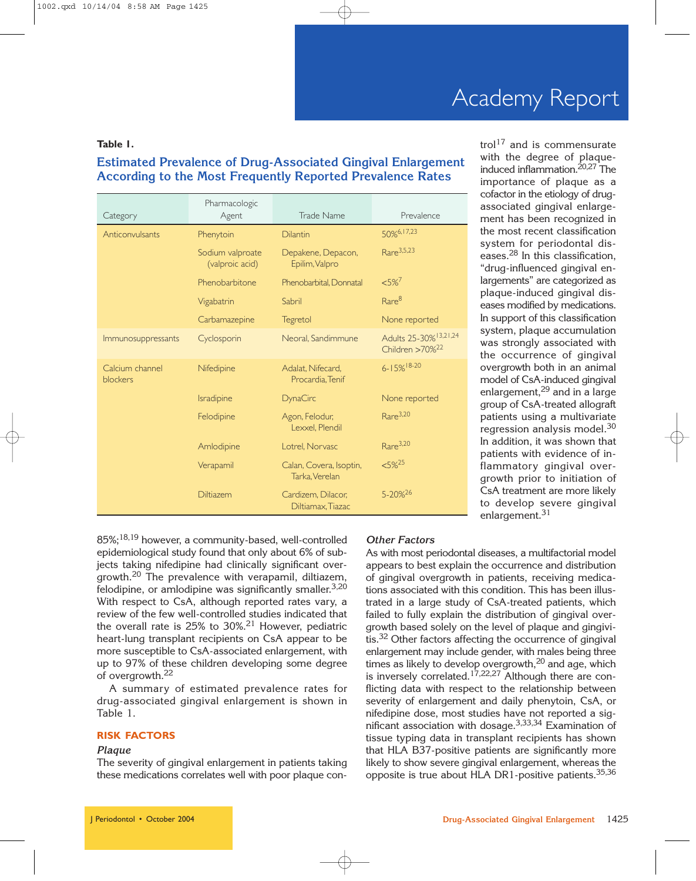**Table 1.**

**Estimated Prevalence of Drug-Associated Gingival Enlargement According to the Most Frequently Reported Prevalence Rates**

| Category | Pharmacologic Agent | Trade Name | Prevalence |
|---|---|---|---|
| Anticonvulsants | Phenytoin | Dilantin | 50%[6,17,23] |
| | Sodium valproate (valproic acid) | Depakene, Depacon, Epilim, Valpro | Rare[3,5,23] |
| | Phenobarbitone | Phenobarbital, Donnatal | <5%[7] |
| | Vigabatrin | Sabril | Rare[8] |
| | Carbamazepine | Tegretol | None reported |
| Immunosuppressants | Cyclosporin | Neoral, Sandimmune | Adults 25-30%[13,21,24] Children >70%[22] |
| Calcium channel blockers | Nifedipine | Adalat, Nifecard, Procardia, Tenif | 6-15%[18-20] |
| | Isradipine | DynaCirc | None reported |
| | Felodipine | Agon, Felodur, Lexxel, Plendil | Rare[3,20] |
| | Amlodipine | Lotrel, Norvasc | Rare[3,20] |
| | Verapamil | Calan, Covera, Isoptin, Tarka, Verelan | <5%[25] |
| | Diltiazem | Cardizem, Dilacor, Diltiamax, Tiazac | 5-20%[26] |

85%;[18,19] however, a community-based, well-controlled epidemiological study found that only about 6% of subjects taking nifedipine had clinically significant overgrowth.[20] The prevalence with verapamil, diltiazem, felodipine, or amlodipine was significantly smaller.[3,20] With respect to CsA, although reported rates vary, a review of the few well-controlled studies indicated that the overall rate is 25% to 30%.[21] However, pediatric heart-lung transplant recipients on CsA appear to be more susceptible to CsA-associated enlargement, with up to 97% of these children developing some degree of overgrowth.[22]

A summary of estimated prevalence rates for drug-associated gingival enlargement is shown in Table 1.

## RISK FACTORS

### *Plaque*

The severity of gingival enlargement in patients taking these medications correlates well with poor plaque control[17] and is commensurate with the degree of plaque-induced inflammation.[20,27] The importance of plaque as a cofactor in the etiology of drug-associated gingival enlargement has been recognized in the most recent classification system for periodontal diseases.[28] In this classification, "drug-influenced gingival enlargements" are categorized as plaque-induced gingival diseases modified by medications. In support of this classification system, plaque accumulation was strongly associated with the occurrence of gingival overgrowth both in an animal model of CsA-induced gingival enlargement,[29] and in a large group of CsA-treated allograft patients using a multivariate regression analysis model.[30] In addition, it was shown that patients with evidence of inflammatory gingival overgrowth prior to initiation of CsA treatment are more likely to develop severe gingival enlargement.[31]

### *Other Factors*

As with most periodontal diseases, a multifactorial model appears to best explain the occurrence and distribution of gingival overgrowth in patients, receiving medications associated with this condition. This has been illustrated in a large study of CsA-treated patients, which failed to fully explain the distribution of gingival overgrowth based solely on the level of plaque and gingivitis.[32] Other factors affecting the occurrence of gingival enlargement may include gender, with males being three times as likely to develop overgrowth,[20] and age, which is inversely correlated.[17,22,27] Although there are conflicting data with respect to the relationship between severity of enlargement and daily phenytoin, CsA, or nifedipine dose, most studies have not reported a significant association with dosage.[3,33,34] Examination of tissue typing data in transplant recipients has shown that HLA B37-positive patients are significantly more likely to show severe gingival enlargement, whereas the opposite is true about HLA DR1-positive patients.[35,36]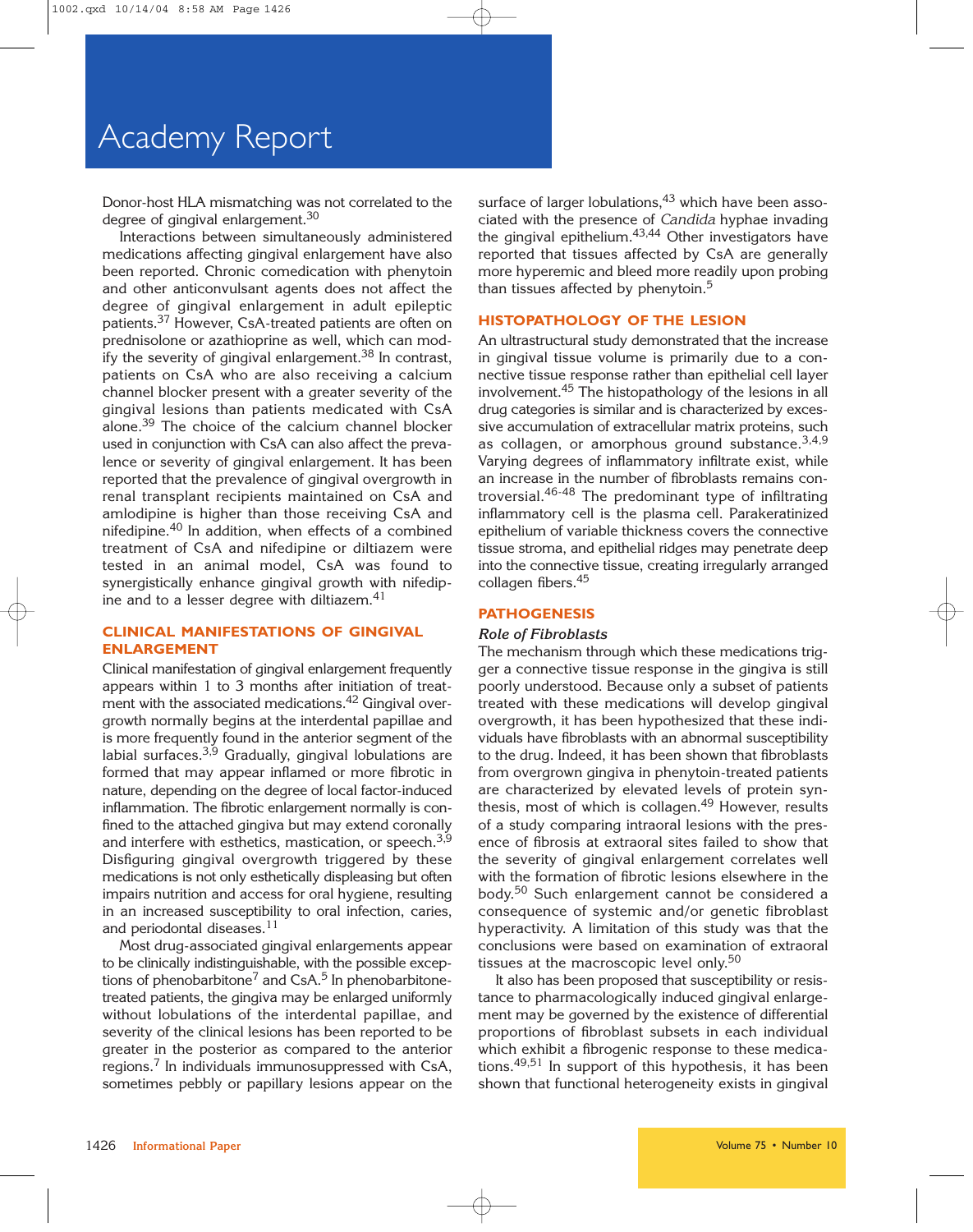Donor-host HLA mismatching was not correlated to the degree of gingival enlargement.[30]

Interactions between simultaneously administered medications affecting gingival enlargement have also been reported. Chronic comedication with phenytoin and other anticonvulsant agents does not affect the degree of gingival enlargement in adult epileptic patients.[37] However, CsA-treated patients are often on prednisolone or azathioprine as well, which can modify the severity of gingival enlargement.[38] In contrast, patients on CsA who are also receiving a calcium channel blocker present with a greater severity of the gingival lesions than patients medicated with CsA alone.[39] The choice of the calcium channel blocker used in conjunction with CsA can also affect the prevalence or severity of gingival enlargement. It has been reported that the prevalence of gingival overgrowth in renal transplant recipients maintained on CsA and amlodipine is higher than those receiving CsA and nifedipine.[40] In addition, when effects of a combined treatment of CsA and nifedipine or diltiazem were tested in an animal model, CsA was found to synergistically enhance gingival growth with nifedipine and to a lesser degree with diltiazem.[41]

## CLINICAL MANIFESTATIONS OF GINGIVAL ENLARGEMENT

Clinical manifestation of gingival enlargement frequently appears within 1 to 3 months after initiation of treatment with the associated medications.[42] Gingival overgrowth normally begins at the interdental papillae and is more frequently found in the anterior segment of the labial surfaces.[3,9] Gradually, gingival lobulations are formed that may appear inflamed or more fibrotic in nature, depending on the degree of local factor-induced inflammation. The fibrotic enlargement normally is confined to the attached gingiva but may extend coronally and interfere with esthetics, mastication, or speech.[3,9] Disfiguring gingival overgrowth triggered by these medications is not only esthetically displeasing but often impairs nutrition and access for oral hygiene, resulting in an increased susceptibility to oral infection, caries, and periodontal diseases.[11]

Most drug-associated gingival enlargements appear to be clinically indistinguishable, with the possible exceptions of phenobarbitone[7] and CsA.[5] In phenobarbitone-treated patients, the gingiva may be enlarged uniformly without lobulations of the interdental papillae, and severity of the clinical lesions has been reported to be greater in the posterior as compared to the anterior regions.[7] In individuals immunosuppressed with CsA, sometimes pebbly or papillary lesions appear on the surface of larger lobulations,[43] which have been associated with the presence of *Candida* hyphae invading the gingival epithelium.[43,44] Other investigators have reported that tissues affected by CsA are generally more hyperemic and bleed more readily upon probing than tissues affected by phenytoin.[5]

## HISTOPATHOLOGY OF THE LESION

An ultrastructural study demonstrated that the increase in gingival tissue volume is primarily due to a connective tissue response rather than epithelial cell layer involvement.[45] The histopathology of the lesions in all drug categories is similar and is characterized by excessive accumulation of extracellular matrix proteins, such as collagen, or amorphous ground substance.[3,4,9] Varying degrees of inflammatory infiltrate exist, while an increase in the number of fibroblasts remains controversial.[46-48] The predominant type of infiltrating inflammatory cell is the plasma cell. Parakeratinized epithelium of variable thickness covers the connective tissue stroma, and epithelial ridges may penetrate deep into the connective tissue, creating irregularly arranged collagen fibers.[45]

## PATHOGENESIS

### *Role of Fibroblasts*

The mechanism through which these medications trigger a connective tissue response in the gingiva is still poorly understood. Because only a subset of patients treated with these medications will develop gingival overgrowth, it has been hypothesized that these individuals have fibroblasts with an abnormal susceptibility to the drug. Indeed, it has been shown that fibroblasts from overgrown gingiva in phenytoin-treated patients are characterized by elevated levels of protein synthesis, most of which is collagen.[49] However, results of a study comparing intraoral lesions with the presence of fibrosis at extraoral sites failed to show that the severity of gingival enlargement correlates well with the formation of fibrotic lesions elsewhere in the body.[50] Such enlargement cannot be considered a consequence of systemic and/or genetic fibroblast hyperactivity. A limitation of this study was that the conclusions were based on examination of extraoral tissues at the macroscopic level only.[50]

It also has been proposed that susceptibility or resistance to pharmacologically induced gingival enlargement may be governed by the existence of differential proportions of fibroblast subsets in each individual which exhibit a fibrogenic response to these medications.[49,51] In support of this hypothesis, it has been shown that functional heterogeneity exists in gingival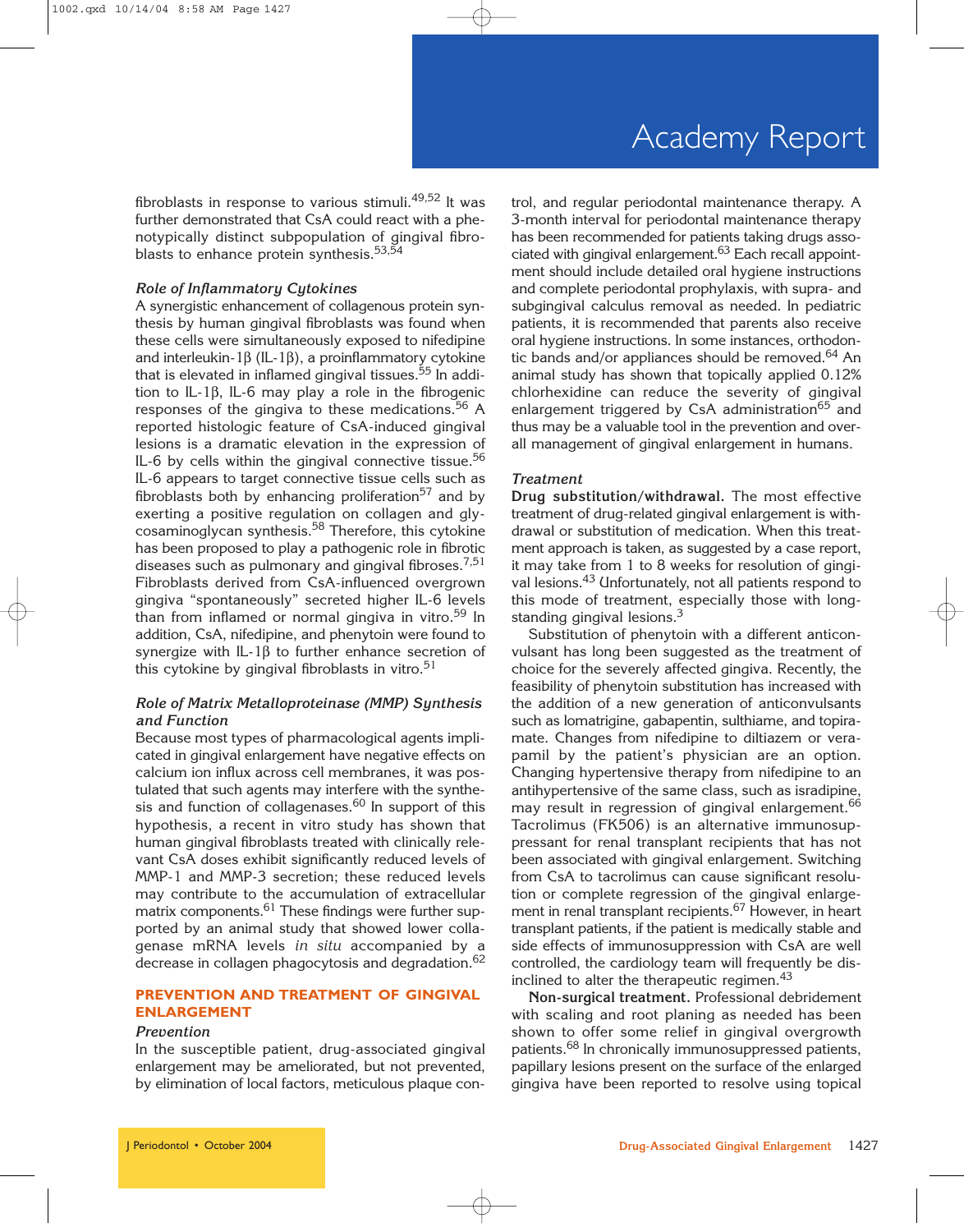fibroblasts in response to various stimuli.[49,52] It was further demonstrated that CsA could react with a phenotypically distinct subpopulation of gingival fibroblasts to enhance protein synthesis.[53,54]

### *Role of Inflammatory Cytokines*

A synergistic enhancement of collagenous protein synthesis by human gingival fibroblasts was found when these cells were simultaneously exposed to nifedipine and interleukin-1β (IL-1β), a proinflammatory cytokine that is elevated in inflamed gingival tissues.[55] In addition to IL-1β, IL-6 may play a role in the fibrogenic responses of the gingiva to these medications.[56] A reported histologic feature of CsA-induced gingival lesions is a dramatic elevation in the expression of IL-6 by cells within the gingival connective tissue.[56] IL-6 appears to target connective tissue cells such as fibroblasts both by enhancing proliferation[57] and by exerting a positive regulation on collagen and glycosaminoglycan synthesis.[58] Therefore, this cytokine has been proposed to play a pathogenic role in fibrotic diseases such as pulmonary and gingival fibroses.[7,51] Fibroblasts derived from CsA-influenced overgrown gingiva "spontaneously" secreted higher IL-6 levels than from inflamed or normal gingiva in vitro.[59] In addition, CsA, nifedipine, and phenytoin were found to synergize with IL-1β to further enhance secretion of this cytokine by gingival fibroblasts in vitro.[51]

### *Role of Matrix Metalloproteinase (MMP) Synthesis and Function*

Because most types of pharmacological agents implicated in gingival enlargement have negative effects on calcium ion influx across cell membranes, it was postulated that such agents may interfere with the synthesis and function of collagenases.[60] In support of this hypothesis, a recent in vitro study has shown that human gingival fibroblasts treated with clinically relevant CsA doses exhibit significantly reduced levels of MMP-1 and MMP-3 secretion; these reduced levels may contribute to the accumulation of extracellular matrix components.[61] These findings were further supported by an animal study that showed lower collagenase mRNA levels *in situ* accompanied by a decrease in collagen phagocytosis and degradation.[62]

## PREVENTION AND TREATMENT OF GINGIVAL ENLARGEMENT

### *Prevention*

In the susceptible patient, drug-associated gingival enlargement may be ameliorated, but not prevented, by elimination of local factors, meticulous plaque control, and regular periodontal maintenance therapy. A 3-month interval for periodontal maintenance therapy has been recommended for patients taking drugs associated with gingival enlargement.[63] Each recall appointment should include detailed oral hygiene instructions and complete periodontal prophylaxis, with supra- and subgingival calculus removal as needed. In pediatric patients, it is recommended that parents also receive oral hygiene instructions. In some instances, orthodontic bands and/or appliances should be removed.[64] An animal study has shown that topically applied 0.12% chlorhexidine can reduce the severity of gingival enlargement triggered by CsA administration[65] and thus may be a valuable tool in the prevention and overall management of gingival enlargement in humans.

### *Treatment*

**Drug substitution/withdrawal.** The most effective treatment of drug-related gingival enlargement is withdrawal or substitution of medication. When this treatment approach is taken, as suggested by a case report, it may take from 1 to 8 weeks for resolution of gingival lesions.[43] Unfortunately, not all patients respond to this mode of treatment, especially those with longstanding gingival lesions.[3]

Substitution of phenytoin with a different anticonvulsant has long been suggested as the treatment of choice for the severely affected gingiva. Recently, the feasibility of phenytoin substitution has increased with the addition of a new generation of anticonvulsants such as lomatrigine, gabapentin, sulthiame, and topiramate. Changes from nifedipine to diltiazem or verapamil by the patient's physician are an option. Changing hypertensive therapy from nifedipine to an antihypertensive of the same class, such as isradipine, may result in regression of gingival enlargement.[66] Tacrolimus (FK506) is an alternative immunosuppressant for renal transplant recipients that has not been associated with gingival enlargement. Switching from CsA to tacrolimus can cause significant resolution or complete regression of the gingival enlargement in renal transplant recipients.[67] However, in heart transplant patients, if the patient is medically stable and side effects of immunosuppression with CsA are well controlled, the cardiology team will frequently be disinclined to alter the therapeutic regimen.[43]

**Non-surgical treatment.** Professional debridement with scaling and root planing as needed has been shown to offer some relief in gingival overgrowth patients.[68] In chronically immunosuppressed patients, papillary lesions present on the surface of the enlarged gingiva have been reported to resolve using topical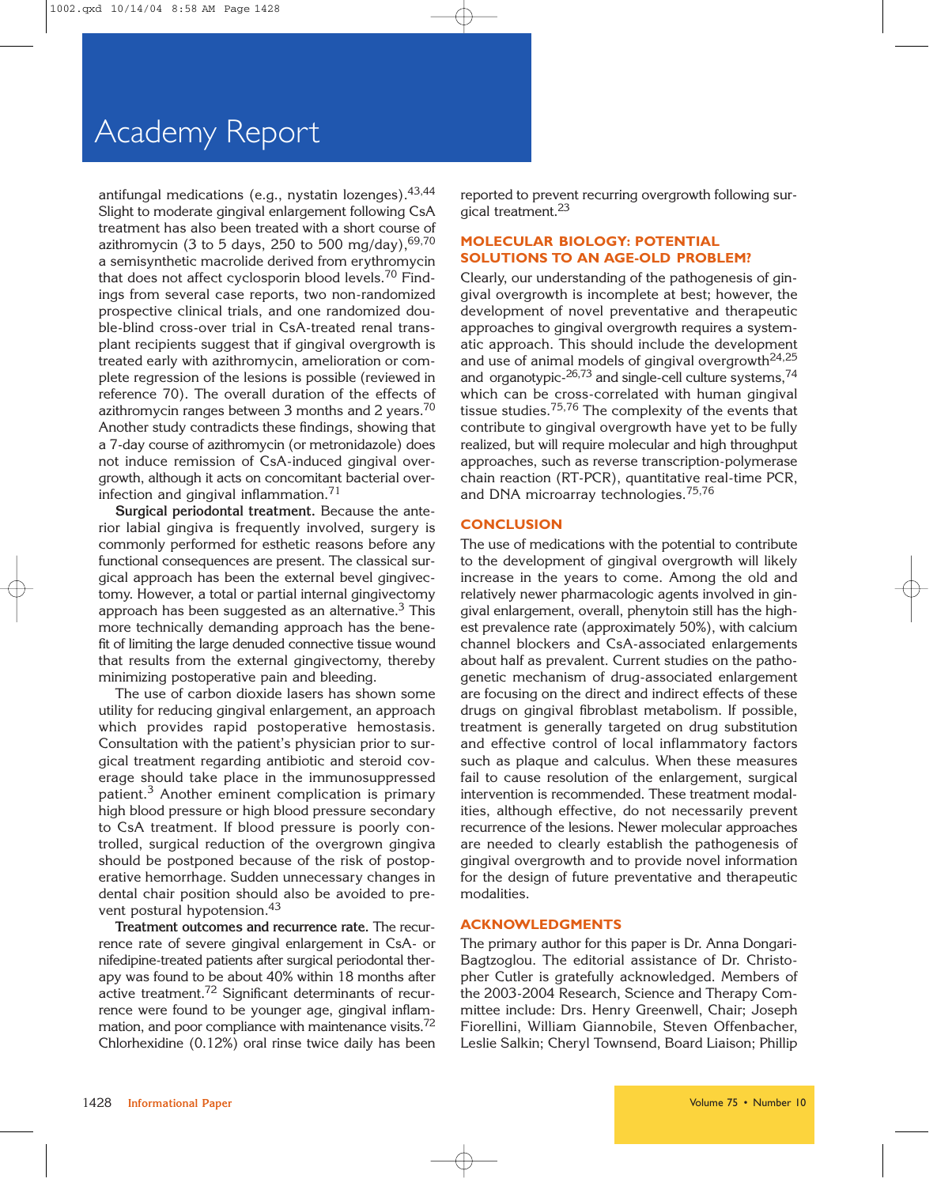antifungal medications (e.g., nystatin lozenges).[43,44] Slight to moderate gingival enlargement following CsA treatment has also been treated with a short course of azithromycin (3 to 5 days, 250 to 500 mg/day),[69,70] a semisynthetic macrolide derived from erythromycin that does not affect cyclosporin blood levels.[70] Findings from several case reports, two non-randomized prospective clinical trials, and one randomized double-blind cross-over trial in CsA-treated renal transplant recipients suggest that if gingival overgrowth is treated early with azithromycin, amelioration or complete regression of the lesions is possible (reviewed in reference 70). The overall duration of the effects of azithromycin ranges between 3 months and 2 years.[70] Another study contradicts these findings, showing that a 7-day course of azithromycin (or metronidazole) does not induce remission of CsA-induced gingival overgrowth, although it acts on concomitant bacterial overinfection and gingival inflammation.[71]

**Surgical periodontal treatment.** Because the anterior labial gingiva is frequently involved, surgery is commonly performed for esthetic reasons before any functional consequences are present. The classical surgical approach has been the external bevel gingivectomy. However, a total or partial internal gingivectomy approach has been suggested as an alternative.[3] This more technically demanding approach has the benefit of limiting the large denuded connective tissue wound that results from the external gingivectomy, thereby minimizing postoperative pain and bleeding.

The use of carbon dioxide lasers has shown some utility for reducing gingival enlargement, an approach which provides rapid postoperative hemostasis. Consultation with the patient's physician prior to surgical treatment regarding antibiotic and steroid coverage should take place in the immunosuppressed patient.[3] Another eminent complication is primary high blood pressure or high blood pressure secondary to CsA treatment. If blood pressure is poorly controlled, surgical reduction of the overgrown gingiva should be postponed because of the risk of postoperative hemorrhage. Sudden unnecessary changes in dental chair position should also be avoided to prevent postural hypotension.[43]

**Treatment outcomes and recurrence rate.** The recurrence rate of severe gingival enlargement in CsA- or nifedipine-treated patients after surgical periodontal therapy was found to be about 40% within 18 months after active treatment.[72] Significant determinants of recurrence were found to be younger age, gingival inflammation, and poor compliance with maintenance visits.[72] Chlorhexidine (0.12%) oral rinse twice daily has been reported to prevent recurring overgrowth following surgical treatment.[23]

## MOLECULAR BIOLOGY: POTENTIAL SOLUTIONS TO AN AGE-OLD PROBLEM?

Clearly, our understanding of the pathogenesis of gingival overgrowth is incomplete at best; however, the development of novel preventative and therapeutic approaches to gingival overgrowth requires a systematic approach. This should include the development and use of animal models of gingival overgrowth[24,25] and organotypic-[26,73] and single-cell culture systems,[74] which can be cross-correlated with human gingival tissue studies.[75,76] The complexity of the events that contribute to gingival overgrowth have yet to be fully realized, but will require molecular and high throughput approaches, such as reverse transcription-polymerase chain reaction (RT-PCR), quantitative real-time PCR, and DNA microarray technologies.[75,76]

## CONCLUSION

The use of medications with the potential to contribute to the development of gingival overgrowth will likely increase in the years to come. Among the old and relatively newer pharmacologic agents involved in gingival enlargement, overall, phenytoin still has the highest prevalence rate (approximately 50%), with calcium channel blockers and CsA-associated enlargements about half as prevalent. Current studies on the pathogenetic mechanism of drug-associated enlargement are focusing on the direct and indirect effects of these drugs on gingival fibroblast metabolism. If possible, treatment is generally targeted on drug substitution and effective control of local inflammatory factors such as plaque and calculus. When these measures fail to cause resolution of the enlargement, surgical intervention is recommended. These treatment modalities, although effective, do not necessarily prevent recurrence of the lesions. Newer molecular approaches are needed to clearly establish the pathogenesis of gingival overgrowth and to provide novel information for the design of future preventative and therapeutic modalities.

## ACKNOWLEDGMENTS

The primary author for this paper is Dr. Anna Dongari-Bagtzoglou. The editorial assistance of Dr. Christopher Cutler is gratefully acknowledged. Members of the 2003-2004 Research, Science and Therapy Committee include: Drs. Henry Greenwell, Chair; Joseph Fiorellini, William Giannobile, Steven Offenbacher, Leslie Salkin; Cheryl Townsend, Board Liaison; Phillip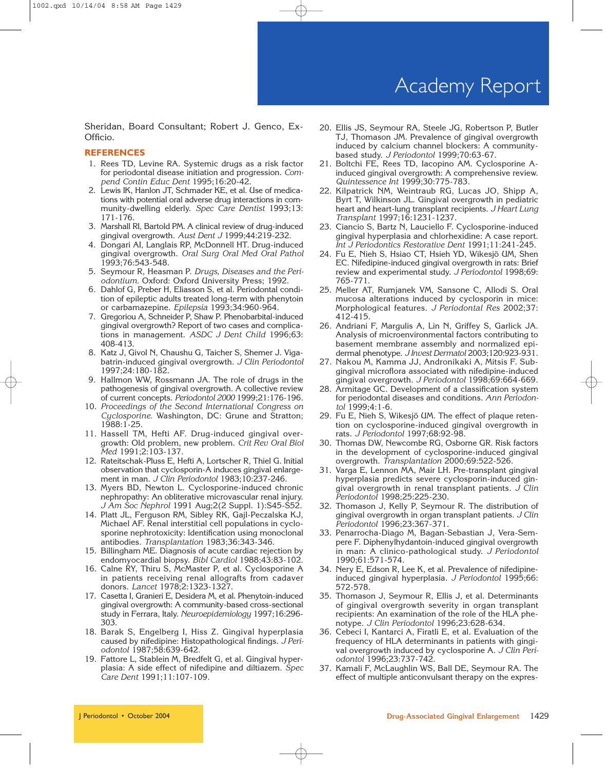Sheridan, Board Consultant; Robert J. Genco, Ex-Officio.

## REFERENCES

1. Rees TD, Levine RA. Systemic drugs as a risk factor for periodontal disease initiation and progression. *Compend Contin Educ Dent* 1995;16:20-42.
2. Lewis IK, Hanlon JT, Schmader KE, et al. Use of medications with potential oral adverse drug interactions in community-dwelling elderly. *Spec Care Dentist* 1993;13: 171-176.
3. Marshall RI, Bartold PM. A clinical review of drug-induced gingival overgrowth. *Aust Dent J* 1999;44:219-232.
4. Dongari AI, Langlais RP, McDonnell HT. Drug-induced gingival overgrowth. *Oral Surg Oral Med Oral Pathol* 1993;76:543-548.
5. Seymour R, Heasman P. *Drugs, Diseases and the Periodontium.* Oxford: Oxford University Press; 1992.
6. Dahlof G, Preber H, Eliasson S, et al. Periodontal condition of epileptic adults treated long-term with phenytoin or carbamazepine. *Epilepsia* 1993;34:960-964.
7. Gregoriou A, Schneider P, Shaw P. Phenobarbital-induced gingival overgrowth? Report of two cases and complications in management. *ASDC J Dent Child* 1996;63: 408-413.
8. Katz J, Givol N, Chaushu G, Taicher S, Shemer J. Vigabatrin-induced gingival overgrowth. *J Clin Periodontol* 1997;24:180-182.
9. Hallmon WW, Rossmann JA. The role of drugs in the pathogenesis of gingival overgrowth. A collective review of current concepts. *Periodontol 2000* 1999;21:176-196.
10. *Proceedings of the Second International Congress on Cyclosporine.* Washington, DC: Grune and Stratton; 1988:1-25.
11. Hassell TM, Hefti AF. Drug-induced gingival overgrowth: Old problem, new problem. *Crit Rev Oral Biol Med* 1991;2:103-137.
12. Rateitschak-Pluss E, Hefti A, Lortscher R, Thiel G. Initial observation that cyclosporin-A induces gingival enlargement in man. *J Clin Periodontol* 1983;10:237-246.
13. Myers BD, Newton L. Cyclosporine-induced chronic nephropathy: An obliterative microvascular renal injury. *J Am Soc Nephrol* 1991 Aug;2(2 Suppl. 1):S45-S52.
14. Platt JL, Ferguson RM, Sibley RK, Gajl-Peczalska KJ, Michael AF. Renal interstitial cell populations in cyclosporine nephrotoxicity: Identification using monoclonal antibodies. *Transplantation* 1983;36:343-346.
15. Billingham ME. Diagnosis of acute cardiac rejection by endomyocardial biopsy. *Bibl Cardiol* 1988;43:83-102.
16. Calne RY, Thiru S, McMaster P, et al. Cyclosporine A in patients receiving renal allografts from cadaver donors. *Lancet* 1978;2:1323-1327.
17. Casetta I, Granieri E, Desidera M, et al. Phenytoin-induced gingival overgrowth: A community-based cross-sectional study in Ferrara, Italy. *Neuroepidemiology* 1997;16:296-303.
18. Barak S, Engelberg I, Hiss Z. Gingival hyperplasia caused by nifedipine: Histopathological findings. *J Periodontol* 1987;58:639-642.
19. Fattore L, Stablein M, Bredfelt G, et al. Gingival hyperplasia: A side effect of nifedipine and diltiazem. *Spec Care Dent* 1991;11:107-109.
20. Ellis JS, Seymour RA, Steele JG, Robertson P, Butler TJ, Thomason JM. Prevalence of gingival overgrowth induced by calcium channel blockers: A community-based study. *J Periodontol* 1999;70:63-67.
21. Boltchi FE, Rees TD, Iacopino AM. Cyclosporine A-induced gingival overgrowth: A comprehensive review. *Quintessence Int* 1999;30:775-783.
22. Kilpatrick NM, Weintraub RG, Lucas JO, Shipp A, Byrt T, Wilkinson JL. Gingival overgrowth in pediatric heart and heart-lung transplant recipients. *J Heart Lung Transplant* 1997;16:1231-1237.
23. Ciancio S, Bartz N, Lauciello F. Cyclosporine-induced gingival hyperplasia and chlorhexidine: A case report. *Int J Periodontics Restorative Dent* 1991;11:241-245.
24. Fu E, Nieh S, Hsiao CT, Hsieh YD, Wikesjö UM, Shen EC. Nifedipine-induced gingival overgrowth in rats: Brief review and experimental study. *J Periodontol* 1998;69: 765-771.
25. Meller AT, Rumjanek VM, Sansone C, Allodi S. Oral mucosa alterations induced by cyclosporin in mice: Morphological features. *J Periodontal Res* 2002;37: 412-415.
26. Andriani F, Margulis A, Lin N, Griffey S, Garlick JA. Analysis of microenvironmental factors contributing to basement membrane assembly and normalized epidermal phenotype. *J Invest Dermatol* 2003;120:923-931.
27. Nakou M, Kamma JJ, Andronikaki A, Mitsis F. Subgingival microflora associated with nifedipine-induced gingival overgrowth. *J Periodontol* 1998;69:664-669.
28. Armitage GC. Development of a classification system for periodontal diseases and conditions. *Ann Periodontol* 1999;4:1-6.
29. Fu E, Nieh S, Wikesjö UM. The effect of plaque retention on cyclosporine-induced gingival overgrowth in rats. *J Periodontol* 1997;68:92-98.
30. Thomas DW, Newcombe RG, Osborne GR. Risk factors in the development of cyclosporine-induced gingival overgrowth. *Transplantation* 2000;69:522-526.
31. Varga E, Lennon MA, Mair LH. Pre-transplant gingival hyperplasia predicts severe cyclosporin-induced gingival overgrowth in renal transplant patients. *J Clin Periodontol* 1998;25:225-230.
32. Thomason J, Kelly P, Seymour R. The distribution of gingival overgrowth in organ transplant patients. *J Clin Periodontol* 1996;23:367-371.
33. Penarrocha-Diago M, Bagan-Sebastian J, Vera-Sempere F. Diphenylhydantoin-induced gingival overgrowth in man: A clinico-pathological study. *J Periodontol* 1990;61:571-574.
34. Nery E, Edson R, Lee K, et al. Prevalence of nifedipine-induced gingival hyperplasia. *J Periodontol* 1995;66: 572-578.
35. Thomason J, Seymour R, Ellis J, et al. Determinants of gingival overgrowth severity in organ transplant recipients: An examination of the role of the HLA phenotype. *J Clin Periodontol* 1996;23:628-634.
36. Cebeci I, Kantarci A, Firatli E, et al. Evaluation of the frequency of HLA determinants in patients with gingival overgrowth induced by cyclosporine A. *J Clin Periodontol* 1996;23:737-742.
37. Kamali F, McLaughlin WS, Ball DE, Seymour RA. The effect of multiple anticonvulsant therapy on the expres-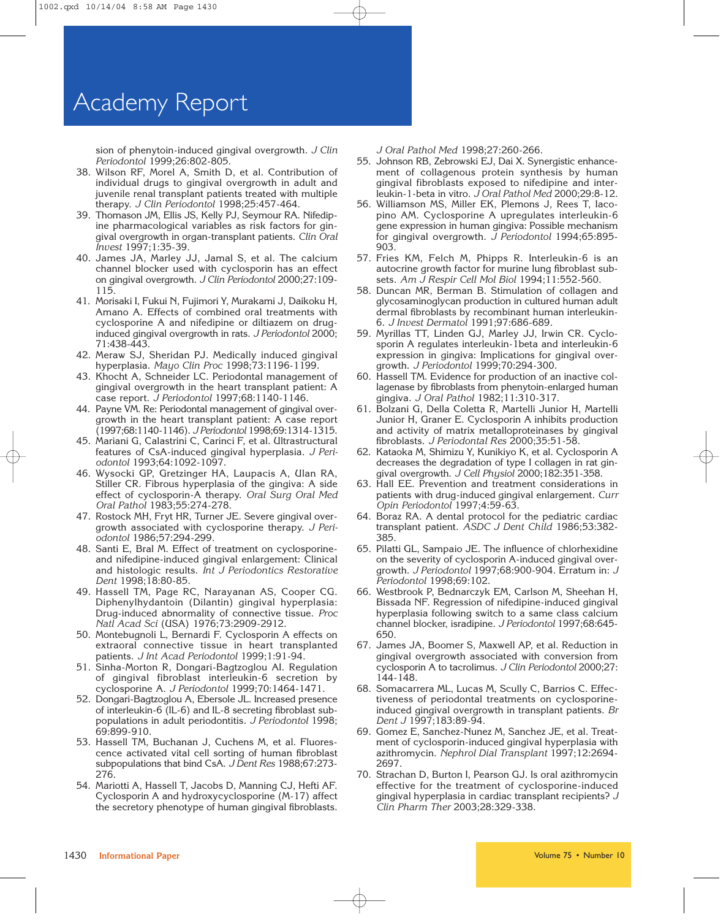sion of phenytoin-induced gingival overgrowth. *J Clin Periodontol* 1999;26:802-805.

38. Wilson RF, Morel A, Smith D, et al. Contribution of individual drugs to gingival overgrowth in adult and juvenile renal transplant patients treated with multiple therapy. *J Clin Periodontol* 1998;25:457-464.
39. Thomason JM, Ellis JS, Kelly PJ, Seymour RA. Nifedipine pharmacological variables as risk factors for gingival overgrowth in organ-transplant patients. *Clin Oral Invest* 1997;1:35-39.
40. James JA, Marley JJ, Jamal S, et al. The calcium channel blocker used with cyclosporin has an effect on gingival overgrowth. *J Clin Periodontol* 2000;27:109-115.
41. Morisaki I, Fukui N, Fujimori Y, Murakami J, Daikoku H, Amano A. Effects of combined oral treatments with cyclosporine A and nifedipine or diltiazem on drug-induced gingival overgrowth in rats. *J Periodontol* 2000; 71:438-443.
42. Meraw SJ, Sheridan PJ. Medically induced gingival hyperplasia. *Mayo Clin Proc* 1998;73:1196-1199.
43. Khocht A, Schneider LC. Periodontal management of gingival overgrowth in the heart transplant patient: A case report. *J Periodontol* 1997;68:1140-1146.
44. Payne VM. Re: Periodontal management of gingival overgrowth in the heart transplant patient: A case report (1997;68:1140-1146). *J Periodontol* 1998;69:1314-1315.
45. Mariani G, Calastrini C, Carinci F, et al. Ultrastructural features of CsA-induced gingival hyperplasia. *J Periodontol* 1993;64:1092-1097.
46. Wysocki GP, Gretzinger HA, Laupacis A, Ulan RA, Stiller CR. Fibrous hyperplasia of the gingiva: A side effect of cyclosporin-A therapy. *Oral Surg Oral Med Oral Pathol* 1983;55:274-278.
47. Rostock MH, Fryt HR, Turner JE. Severe gingival overgrowth associated with cyclosporine therapy. *J Periodontol* 1986;57:294-299.
48. Santi E, Bral M. Effect of treatment on cyclosporine- and nifedipine-induced gingival enlargement: Clinical and histologic results. *Int J Periodontics Restorative Dent* 1998;18:80-85.
49. Hassell TM, Page RC, Narayanan AS, Cooper CG. Diphenylhydantoin (Dilantin) gingival hyperplasia: Drug-induced abnormality of connective tissue. *Proc Natl Acad Sci* (USA) 1976;73:2909-2912.
50. Montebugnoli L, Bernardi F. Cyclosporin A effects on extraoral connective tissue in heart transplanted patients. *J Int Acad Periodontol* 1999;1:91-94.
51. Sinha-Morton R, Dongari-Bagtzoglou AI. Regulation of gingival fibroblast interleukin-6 secretion by cyclosporine A. *J Periodontol* 1999;70:1464-1471.
52. Dongari-Bagtzoglou A, Ebersole JL. Increased presence of interleukin-6 (IL-6) and IL-8 secreting fibroblast subpopulations in adult periodontitis. *J Periodontol* 1998; 69:899-910.
53. Hassell TM, Buchanan J, Cuchens M, et al. Fluorescence activated vital cell sorting of human fibroblast subpopulations that bind CsA. *J Dent Res* 1988;67:273-276.
54. Mariotti A, Hassell T, Jacobs D, Manning CJ, Hefti AF. Cyclosporin A and hydroxycyclosporine (M-17) affect the secretory phenotype of human gingival fibroblasts. *J Oral Pathol Med* 1998;27:260-266.
55. Johnson RB, Zebrowski EJ, Dai X. Synergistic enhancement of collagenous protein synthesis by human gingival fibroblasts exposed to nifedipine and interleukin-1-beta in vitro. *J Oral Pathol Med* 2000;29:8-12.
56. Williamson MS, Miller EK, Plemons J, Rees T, Iacopino AM. Cyclosporine A upregulates interleukin-6 gene expression in human gingiva: Possible mechanism for gingival overgrowth. *J Periodontol* 1994;65:895-903.
57. Fries KM, Felch M, Phipps R. Interleukin-6 is an autocrine growth factor for murine lung fibroblast subsets. *Am J Respir Cell Mol Biol* 1994;11:552-560.
58. Duncan MR, Berman B. Stimulation of collagen and glycosaminoglycan production in cultured human adult dermal fibroblasts by recombinant human interleukin-6. *J Invest Dermatol* 1991;97:686-689.
59. Myrillas TT, Linden GJ, Marley JJ, Irwin CR. Cyclosporin A regulates interleukin-1beta and interleukin-6 expression in gingiva: Implications for gingival overgrowth. *J Periodontol* 1999;70:294-300.
60. Hassell TM. Evidence for production of an inactive collagenase by fibroblasts from phenytoin-enlarged human gingiva. *J Oral Pathol* 1982;11:310-317.
61. Bolzani G, Della Coletta R, Martelli Junior H, Martelli Junior H, Graner E. Cyclosporin A inhibits production and activity of matrix metalloproteinases by gingival fibroblasts. *J Periodontal Res* 2000;35:51-58.
62. Kataoka M, Shimizu Y, Kunikiyo K, et al. Cyclosporin A decreases the degradation of type I collagen in rat gingival overgrowth. *J Cell Physiol* 2000;182:351-358.
63. Hall EE. Prevention and treatment considerations in patients with drug-induced gingival enlargement. *Curr Opin Periodontol* 1997;4:59-63.
64. Boraz RA. A dental protocol for the pediatric cardiac transplant patient. *ASDC J Dent Child* 1986;53:382-385.
65. Pilatti GL, Sampaio JE. The influence of chlorhexidine on the severity of cyclosporin A-induced gingival overgrowth. *J Periodontol* 1997;68:900-904. Erratum in: *J Periodontol* 1998;69:102.
66. Westbrook P, Bednarczyk EM, Carlson M, Sheehan H, Bissada NF. Regression of nifedipine-induced gingival hyperplasia following switch to a same class calcium channel blocker, isradipine. *J Periodontol* 1997;68:645-650.
67. James JA, Boomer S, Maxwell AP, et al. Reduction in gingival overgrowth associated with conversion from cyclosporin A to tacrolimus. *J Clin Periodontol* 2000;27:144-148.
68. Somacarrera ML, Lucas M, Scully C, Barrios C. Effectiveness of periodontal treatments on cyclosporine-induced gingival overgrowth in transplant patients. *Br Dent J* 1997;183:89-94.
69. Gomez E, Sanchez-Nunez M, Sanchez JE, et al. Treatment of cyclosporin-induced gingival hyperplasia with azithromycin. *Nephrol Dial Transplant* 1997;12:2694-2697.
70. Strachan D, Burton I, Pearson GJ. Is oral azithromycin effective for the treatment of cyclosporine-induced gingival hyperplasia in cardiac transplant recipients? *J Clin Pharm Ther* 2003;28:329-338.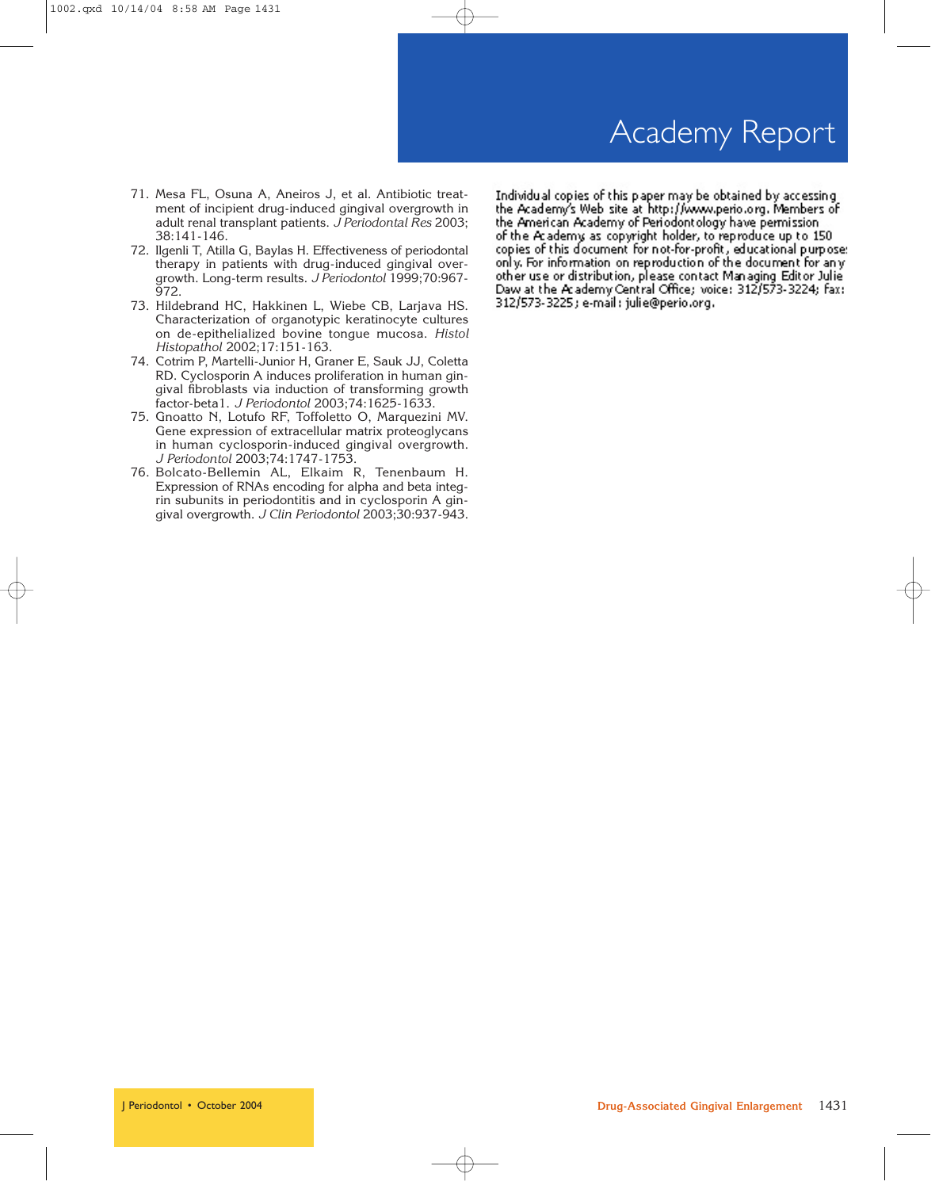71. Mesa FL, Osuna A, Aneiros J, et al. Antibiotic treatment of incipient drug-induced gingival overgrowth in adult renal transplant patients. *J Periodontal Res* 2003; 38:141-146.
72. Ilgenli T, Atilla G, Baylas H. Effectiveness of periodontal therapy in patients with drug-induced gingival overgrowth. Long-term results. *J Periodontol* 1999;70:967-972.
73. Hildebrand HC, Hakkinen L, Wiebe CB, Larjava HS. Characterization of organotypic keratinocyte cultures on de-epithelialized bovine tongue mucosa. *Histol Histopathol* 2002;17:151-163.
74. Cotrim P, Martelli-Junior H, Graner E, Sauk JJ, Coletta RD. Cyclosporin A induces proliferation in human gingival fibroblasts via induction of transforming growth factor-beta1. *J Periodontol* 2003;74:1625-1633.
75. Gnoatto N, Lotufo RF, Toffoletto O, Marquezini MV. Gene expression of extracellular matrix proteoglycans in human cyclosporin-induced gingival overgrowth. *J Periodontol* 2003;74:1747-1753.
76. Bolcato-Bellemin AL, Elkaim R, Tenenbaum H. Expression of RNAs encoding for alpha and beta integrin subunits in periodontitis and in cyclosporin A gingival overgrowth. *J Clin Periodontol* 2003;30:937-943.

Individual copies of this paper may be obtained by accessing the Academy's Web site at http://www.perio.org. Members of the American Academy of Periodontology have permission of the Academy as copyright holder, to reproduce up to 150 copies of this document for not-for-profit, educational purposes only. For information on reproduction of the document for any other use or distribution, please contact Managing Editor Julie Daw at the Academy Central Office; voice: 312/573-3224; fax: 312/573-3225; e-mail: julie@perio.org.